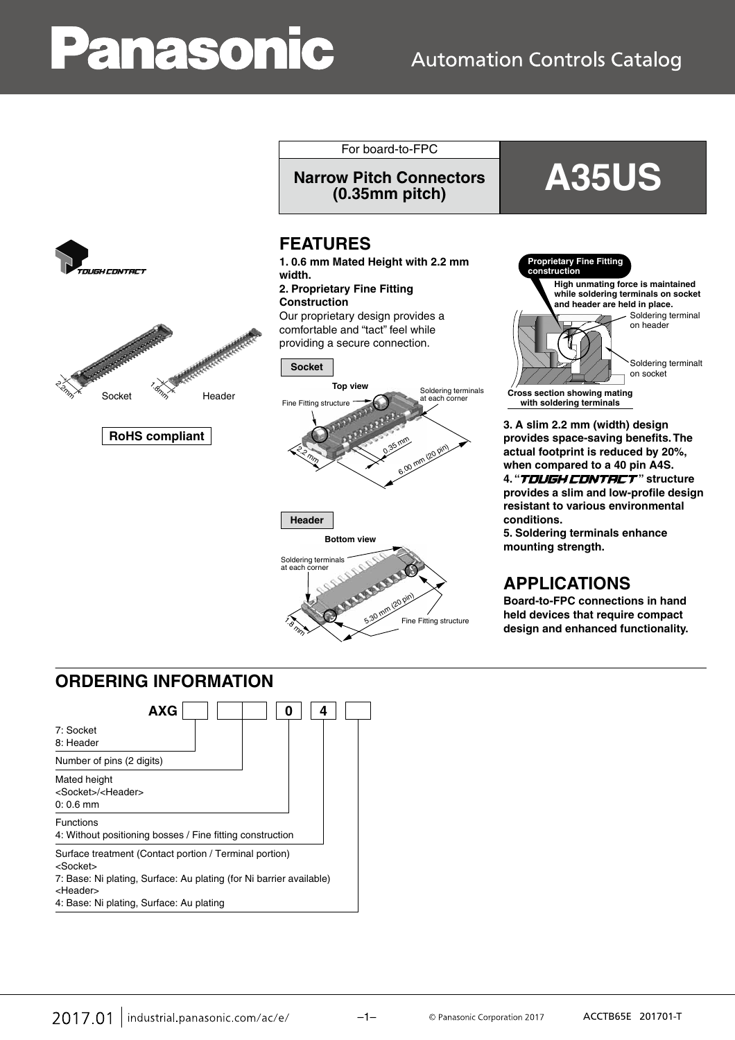Panasonic

Automation Controls Catalog

For board-to-FPC

**Narrow Pitch Connectors (0.35mm pitch)**

# A35US

RoHS compliant

## FEATURES

**1. 0.6 mm Mated Height with 2.2 mm width.**

**2. Proprietary Fine Fitting Construction**

Our proprietary design provides a comfortable and "tact" feel while providing a secure connection.

**Proprietary Fine Fitting construction**

**High unmating force is maintained while soldering terminals on socket and header are held in place.**

Cross section showing mating with soldering terminals

**3. A slim 2.2 mm (width) design provides space-saving benefits. The actual footprint is reduced by 20%, when compared to a 40 pin A4S.**

**4. "TOUGH CONTACT" structure provides a slim and low-profile design resistant to various environmental conditions.**

**5. Soldering terminals enhance mounting strength.**

## APPLICATIONS

**Board-to-FPC connections in hand held devices that require compact design and enhanced functionality.**

## ORDERING INFORMATION

AXG [ ] [ ][ ] [0] [4] [ ]

- 7: Socket
  8: Header
- Number of pins (2 digits)
- Mated height
  <Socket>/<Header>
  0: 0.6 mm
- Functions
  4: Without positioning bosses / Fine fitting construction
- Surface treatment (Contact portion / Terminal portion)
  <Socket>
  7: Base: Ni plating, Surface: Au plating (for Ni barrier available)
  <Header>
  4: Base: Ni plating, Surface: Au plating

2017.01 industrial.panasonic.com/ac/e/ © Panasonic Corporation 2017 ACCTB65E 201701-T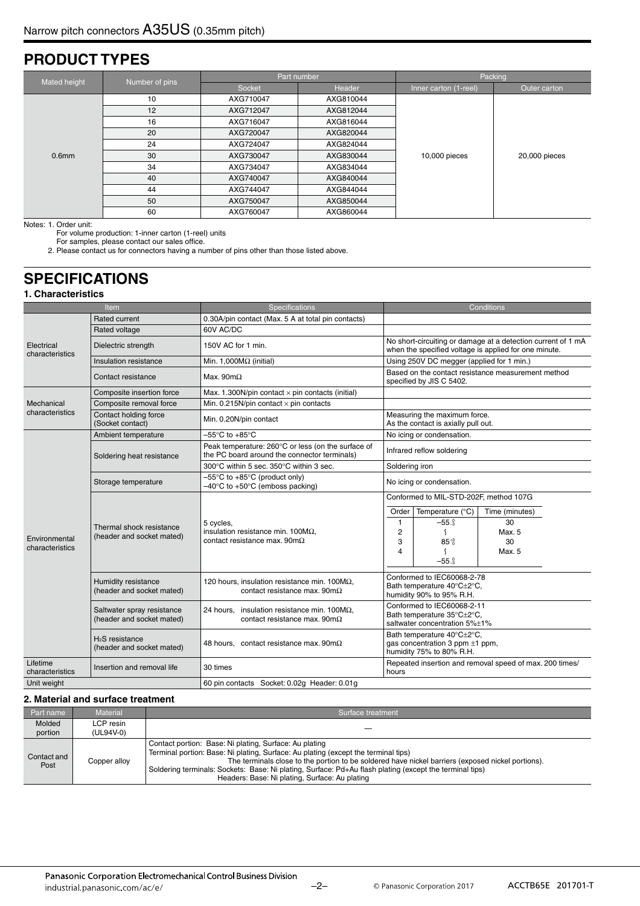## PRODUCT TYPES

| Mated height | Number of pins | Part number | | Packing | |
|---|---|---|---|---|---|
| | | Socket | Header | Inner carton (1-reel) | Outer carton |
| 0.6mm | 10 | AXG710047 | AXG810044 | 10,000 pieces | 20,000 pieces |
| | 12 | AXG712047 | AXG812044 | | |
| | 16 | AXG716047 | AXG816044 | | |
| | 20 | AXG720047 | AXG820044 | | |
| | 24 | AXG724047 | AXG824044 | | |
| | 30 | AXG730047 | AXG830044 | | |
| | 34 | AXG734047 | AXG834044 | | |
| | 40 | AXG740047 | AXG840044 | | |
| | 44 | AXG744047 | AXG844044 | | |
| | 50 | AXG750047 | AXG850044 | | |
| | 60 | AXG760047 | AXG860044 | | |

Notes: 1. Order unit:
For volume production: 1-inner carton (1-reel) units
For samples, please contact our sales office.
2. Please contact us for connectors having a number of pins other than those listed above.

## SPECIFICATIONS

### 1. Characteristics

| Item | | Specifications | Conditions |
|---|---|---|---|
| Electrical characteristics | Rated current | 0.30A/pin contact (Max. 5 A at total pin contacts) | |
| | Rated voltage | 60V AC/DC | |
| | Dielectric strength | 150V AC for 1 min. | No short-circuiting or damage at a detection current of 1 mA when the specified voltage is applied for one minute. |
| | Insulation resistance | Min. 1,000MΩ (initial) | Using 250V DC megger (applied for 1 min.) |
| | Contact resistance | Max. 90mΩ | Based on the contact resistance measurement method specified by JIS C 5402. |
| Mechanical characteristics | Composite insertion force | Max. 1.300N/pin contact × pin contacts (initial) | |
| | Composite removal force | Min. 0.215N/pin contact × pin contacts | |
| | Contact holding force (Socket contact) | Min. 0.20N/pin contact | Measuring the maximum force. As the contact is axially pull out. |
| Environmental characteristics | Ambient temperature | –55°C to +85°C | No icing or condensation. |
| | Soldering heat resistance | Peak temperature: 260°C or less (on the surface of the PC board around the connector terminals) | Infrared reflow soldering |
| | | 300°C within 5 sec. 350°C within 3 sec. | Soldering iron |
| | Storage temperature | –55°C to +85°C (product only)<br>–40°C to +50°C (emboss packing) | No icing or condensation. |
| | Thermal shock resistance (header and socket mated) | 5 cycles,<br>insulation resistance min. 100MΩ,<br>contact resistance max. 90mΩ | Conformed to MIL-STD-202F, method 107G<br>Order / Temperature (°C) / Time (minutes)<br>1 / $-55^{0}_{-3}$ / 30<br>2 / ∫ / Max. 5<br>3 / $85^{+3}_{0}$ / 30<br>4 / ∫ / Max. 5<br>$-55^{0}_{-3}$ |
| | Humidity resistance (header and socket mated) | 120 hours, insulation resistance min. 100MΩ, contact resistance max. 90mΩ | Conformed to IEC60068-2-78<br>Bath temperature 40°C±2°C,<br>humidity 90% to 95% R.H. |
| | Saltwater spray resistance (header and socket mated) | 24 hours, insulation resistance min. 100MΩ, contact resistance max. 90mΩ | Conformed to IEC60068-2-11<br>Bath temperature 35°C±2°C,<br>saltwater concentration 5%±1% |
| | $H_2S$ resistance (header and socket mated) | 48 hours, contact resistance max. 90mΩ | Bath temperature 40°C±2°C,<br>gas concentration 3 ppm ±1 ppm,<br>humidity 75% to 80% R.H. |
| Lifetime characteristics | Insertion and removal life | 30 times | Repeated insertion and removal speed of max. 200 times/hours |
| Unit weight | | 60 pin contacts Socket: 0.02g Header: 0.01g | |

### 2. Material and surface treatment

| Part name | Material | Surface treatment |
|---|---|---|
| Molded portion | LCP resin (UL94V-0) | — |
| Contact and Post | Copper alloy | Contact portion: Base: Ni plating, Surface: Au plating<br>Terminal portion: Base: Ni plating, Surface: Au plating (except the terminal tips)<br>The terminals close to the portion to be soldered have nickel barriers (exposed nickel portions).<br>Soldering terminals: Sockets: Base: Ni plating, Surface: Pd+Au flash plating (except the terminal tips)<br>Headers: Base: Ni plating, Surface: Au plating |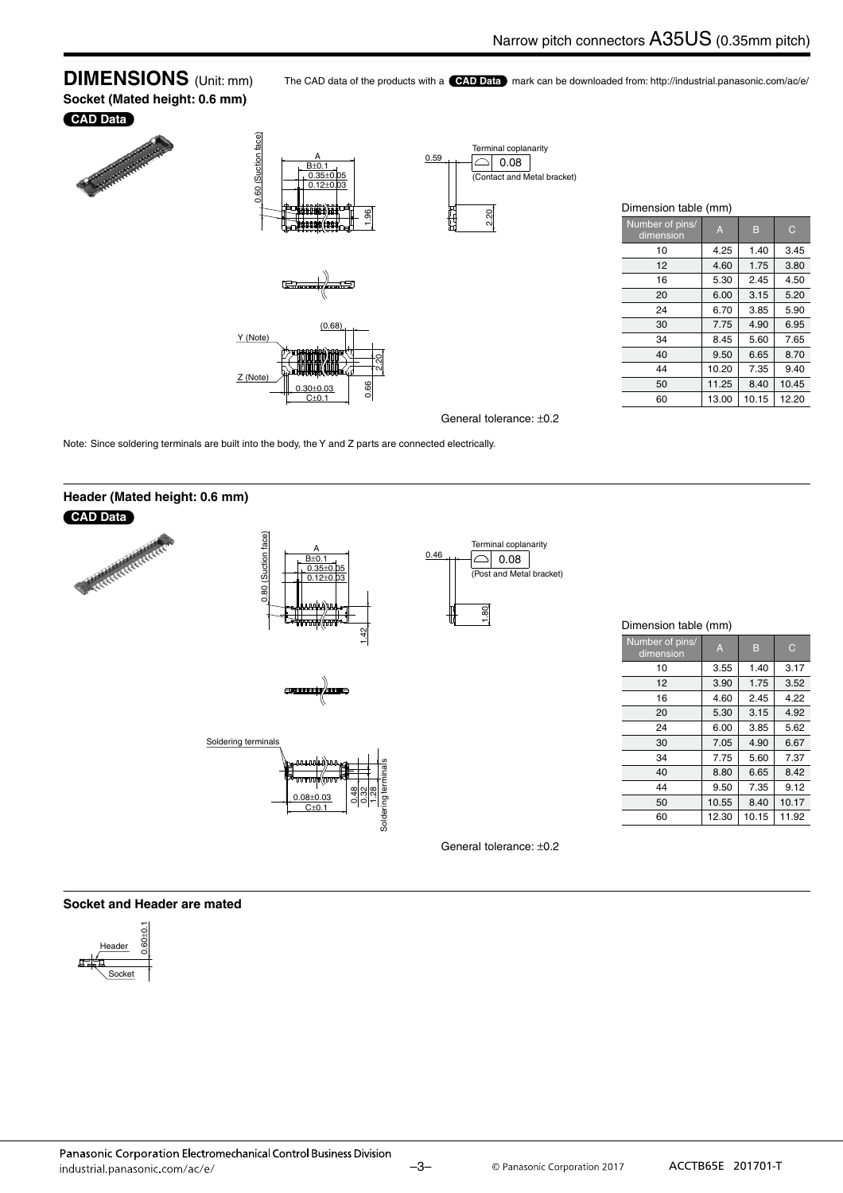## DIMENSIONS (Unit: mm)

The CAD data of the products with a **CAD Data** mark can be downloaded from: http://industrial.panasonic.com/ac/e/

### Socket (Mated height: 0.6 mm)

**CAD Data**

Dimension table (mm)

| Number of pins/ dimension | A | B | C |
|---|---|---|---|
| 10 | 4.25 | 1.40 | 3.45 |
| 12 | 4.60 | 1.75 | 3.80 |
| 16 | 5.30 | 2.45 | 4.50 |
| 20 | 6.00 | 3.15 | 5.20 |
| 24 | 6.70 | 3.85 | 5.90 |
| 30 | 7.75 | 4.90 | 6.95 |
| 34 | 8.45 | 5.60 | 7.65 |
| 40 | 9.50 | 6.65 | 8.70 |
| 44 | 10.20 | 7.35 | 9.40 |
| 50 | 11.25 | 8.40 | 10.45 |
| 60 | 13.00 | 10.15 | 12.20 |

General tolerance: ±0.2

Note: Since soldering terminals are built into the body, the Y and Z parts are connected electrically.

### Header (Mated height: 0.6 mm)

**CAD Data**

Dimension table (mm)

| Number of pins/ dimension | A | B | C |
|---|---|---|---|
| 10 | 3.55 | 1.40 | 3.17 |
| 12 | 3.90 | 1.75 | 3.52 |
| 16 | 4.60 | 2.45 | 4.22 |
| 20 | 5.30 | 3.15 | 4.92 |
| 24 | 6.00 | 3.85 | 5.62 |
| 30 | 7.05 | 4.90 | 6.67 |
| 34 | 7.75 | 5.60 | 7.37 |
| 40 | 8.80 | 6.65 | 8.42 |
| 44 | 9.50 | 7.35 | 9.12 |
| 50 | 10.55 | 8.40 | 10.17 |
| 60 | 12.30 | 10.15 | 11.92 |

General tolerance: ±0.2

### Socket and Header are mated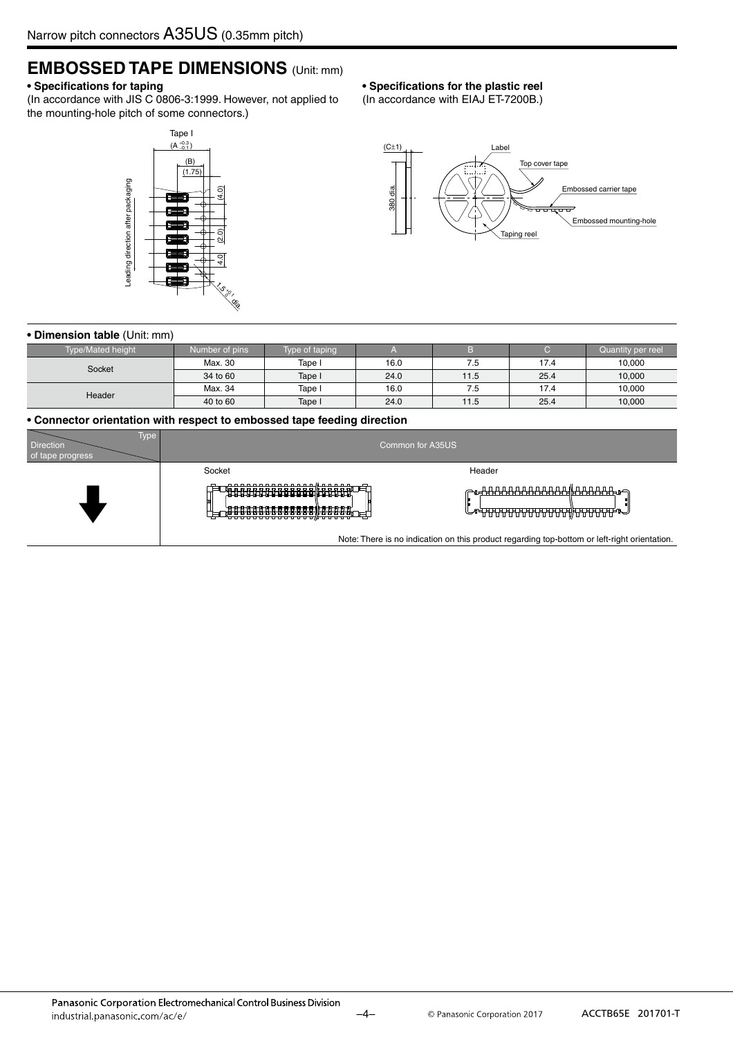# EMBOSSED TAPE DIMENSIONS (Unit: mm)

**• Specifications for taping**

(In accordance with JIS C 0806-3:1999. However, not applied to the mounting-hole pitch of some connectors.)

**• Specifications for the plastic reel**

(In accordance with EIAJ ET-7200B.)

**• Dimension table** (Unit: mm)

| Type/Mated height | Number of pins | Type of taping | A | B | C | Quantity per reel |
|---|---|---|---|---|---|---|
| Socket | Max. 30 | Tape I | 16.0 | 7.5 | 17.4 | 10,000 |
| | 34 to 60 | Tape I | 24.0 | 11.5 | 25.4 | 10,000 |
| Header | Max. 34 | Tape I | 16.0 | 7.5 | 17.4 | 10,000 |
| | 40 to 60 | Tape I | 24.0 | 11.5 | 25.4 | 10,000 |

**• Connector orientation with respect to embossed tape feeding direction**

| Type / Direction of tape progress | Common for A35US |
|---|---|
| ↓ | Socket / Header |

Note: There is no indication on this product regarding top-bottom or left-right orientation.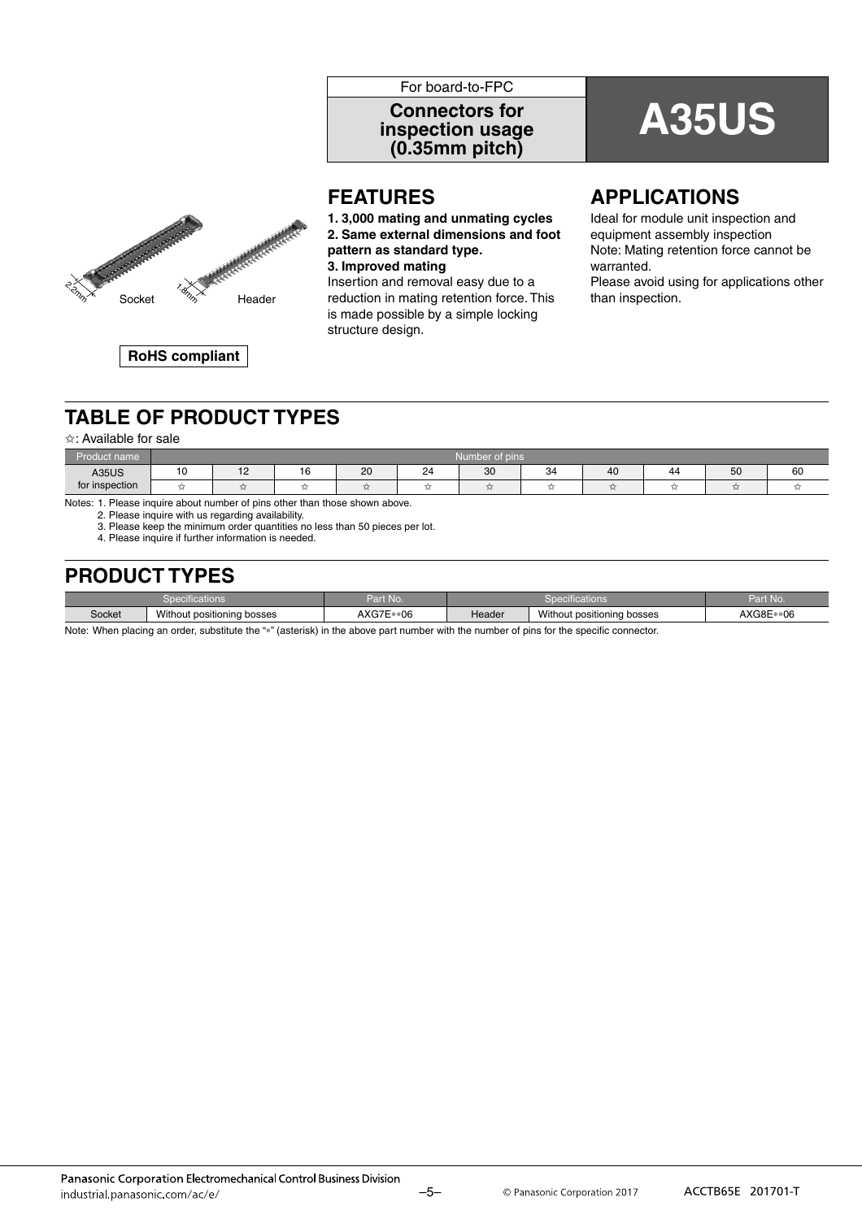For board-to-FPC

**Connectors for inspection usage (0.35mm pitch)**

# A35US

2.2mm Socket 1.8mm Header

**RoHS compliant**

## FEATURES

**1. 3,000 mating and unmating cycles**
**2. Same external dimensions and foot pattern as standard type.**
**3. Improved mating**
Insertion and removal easy due to a reduction in mating retention force. This is made possible by a simple locking structure design.

## APPLICATIONS

Ideal for module unit inspection and equipment assembly inspection
Note: Mating retention force cannot be warranted.
Please avoid using for applications other than inspection.

## TABLE OF PRODUCT TYPES

☆: Available for sale

| Product name | Number of pins | | | | | | | | | | |
|---|---|---|---|---|---|---|---|---|---|---|---|
| | 10 | 12 | 16 | 20 | 24 | 30 | 34 | 40 | 44 | 50 | 60 |
| A35US for inspection | ☆ | ☆ | ☆ | ☆ | ☆ | ☆ | ☆ | ☆ | ☆ | ☆ | ☆ |

Notes: 1. Please inquire about number of pins other than those shown above.
2. Please inquire with us regarding availability.
3. Please keep the minimum order quantities no less than 50 pieces per lot.
4. Please inquire if further information is needed.

## PRODUCT TYPES

| Specifications | | Part No. | Specifications | | Part No. |
|---|---|---|---|---|---|
| Socket | Without positioning bosses | AXG7E**06 | Header | Without positioning bosses | AXG8E**06 |

Note: When placing an order, substitute the "*" (asterisk) in the above part number with the number of pins for the specific connector.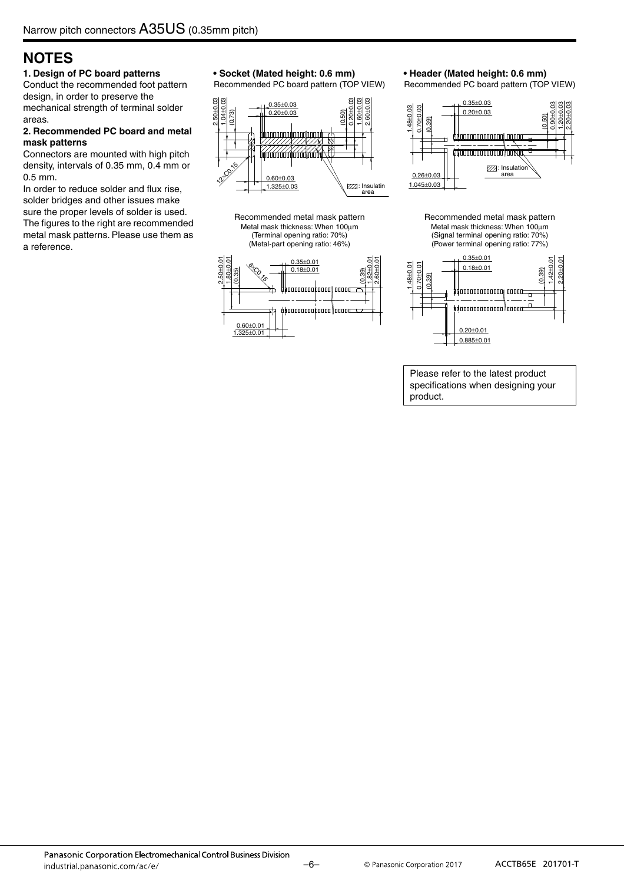Narrow pitch connectors A35US (0.35mm pitch)

# NOTES

**1. Design of PC board patterns**

Conduct the recommended foot pattern design, in order to preserve the mechanical strength of terminal solder areas.

**2. Recommended PC board and metal mask patterns**

Connectors are mounted with high pitch density, intervals of 0.35 mm, 0.4 mm or 0.5 mm.

In order to reduce solder and flux rise, solder bridges and other issues make sure the proper levels of solder is used. The figures to the right are recommended metal mask patterns. Please use them as a reference.

**• Socket (Mated height: 0.6 mm)**

Recommended PC board pattern (TOP VIEW)

2.50±0.03, 1.04±0.03, (0.73), 0.35±0.03, 0.20±0.03, (0.50), 0.20±0.03, 1.60±0.03, 2.60±0.03, 12-C0.15, 0.60±0.03, 1.325±0.03, : Insulatin area

Recommended metal mask pattern
Metal mask thickness: When 100μm
(Terminal opening ratio: 70%)
(Metal-part opening ratio: 46%)

2.50±0.01, 1.80±0.01, (0.35), 8-C0.15, 0.35±0.01, 0.18±0.01, (0.39), 1.82±0.01, 2.60±0.01, 0.60±0.01, 1.325±0.01

**• Header (Mated height: 0.6 mm)**

Recommended PC board pattern (TOP VIEW)

1.48±0.03, 0.70±0.03, (0.39), 0.35±0.03, 0.20±0.03, (0.50), 0.90±0.03, 1.20±0.03, 2.20±0.03, : Insulation area, 0.26±0.03, 1.045±0.03

Recommended metal mask pattern
Metal mask thickness: When 100μm
(Signal terminal opening ratio: 70%)
(Power terminal opening ratio: 77%)

1.48±0.01, 0.70±0.01, (0.39), 0.35±0.01, 0.18±0.01, (0.39), 1.42±0.01, 2.20±0.01, 0.20±0.01, 0.885±0.01

Please refer to the latest product specifications when designing your product.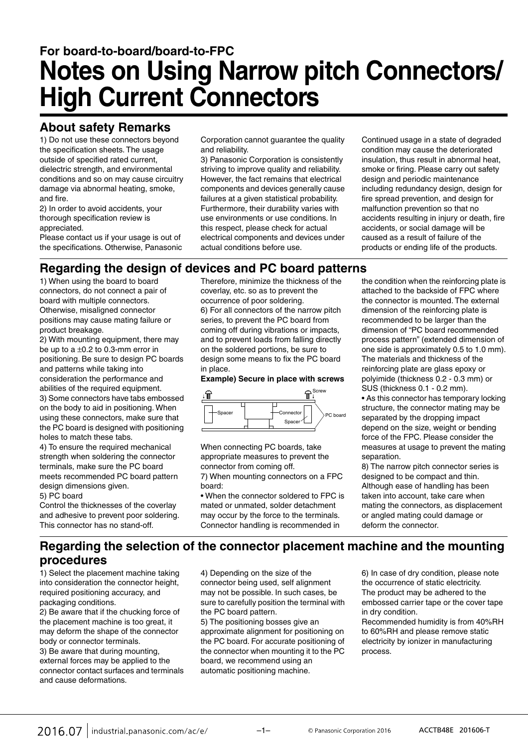For board-to-board/board-to-FPC

# Notes on Using Narrow pitch Connectors/ High Current Connectors

## About safety Remarks

1) Do not use these connectors beyond the specification sheets. The usage outside of specified rated current, dielectric strength, and environmental conditions and so on may cause circuitry damage via abnormal heating, smoke, and fire.

2) In order to avoid accidents, your thorough specification review is appreciated.

Please contact us if your usage is out of the specifications. Otherwise, Panasonic Corporation cannot guarantee the quality and reliability.

3) Panasonic Corporation is consistently striving to improve quality and reliability. However, the fact remains that electrical components and devices generally cause failures at a given statistical probability. Furthermore, their durability varies with use environments or use conditions. In this respect, please check for actual electrical components and devices under actual conditions before use.

Continued usage in a state of degraded condition may cause the deteriorated insulation, thus result in abnormal heat, smoke or firing. Please carry out safety design and periodic maintenance including redundancy design, design for fire spread prevention, and design for malfunction prevention so that no accidents resulting in injury or death, fire accidents, or social damage will be caused as a result of failure of the products or ending life of the products.

## Regarding the design of devices and PC board patterns

1) When using the board to board connectors, do not connect a pair of board with multiple connectors. Otherwise, misaligned connector positions may cause mating failure or product breakage.

2) With mounting equipment, there may be up to a ±0.2 to 0.3-mm error in positioning. Be sure to design PC boards and patterns while taking into consideration the performance and abilities of the required equipment.

3) Some connectors have tabs embossed on the body to aid in positioning. When using these connectors, make sure that the PC board is designed with positioning holes to match these tabs.

4) To ensure the required mechanical strength when soldering the connector terminals, make sure the PC board meets recommended PC board pattern design dimensions given.

5) PC board

Control the thicknesses of the coverlay and adhesive to prevent poor soldering. This connector has no stand-off.

Therefore, minimize the thickness of the coverlay, etc. so as to prevent the occurrence of poor soldering.

6) For all connectors of the narrow pitch series, to prevent the PC board from coming off during vibrations or impacts, and to prevent loads from falling directly on the soldered portions, be sure to design some means to fix the PC board in place.

**Example) Secure in place with screws**

Screw
Spacer
Connector
Spacer
PC board

When connecting PC boards, take appropriate measures to prevent the connector from coming off.

7) When mounting connectors on a FPC board:

• When the connector soldered to FPC is mated or unmated, solder detachment may occur by the force to the terminals. Connector handling is recommended in the condition when the reinforcing plate is attached to the backside of FPC where the connector is mounted. The external dimension of the reinforcing plate is recommended to be larger than the dimension of "PC board recommended process pattern" (extended dimension of one side is approximately 0.5 to 1.0 mm). The materials and thickness of the reinforcing plate are glass epoxy or polyimide (thickness 0.2 - 0.3 mm) or SUS (thickness 0.1 - 0.2 mm).

• As this connector has temporary locking structure, the connector mating may be separated by the dropping impact depend on the size, weight or bending force of the FPC. Please consider the measures at usage to prevent the mating separation.

8) The narrow pitch connector series is designed to be compact and thin. Although ease of handling has been taken into account, take care when mating the connectors, as displacement or angled mating could damage or deform the connector.

## Regarding the selection of the connector placement machine and the mounting procedures

1) Select the placement machine taking into consideration the connector height, required positioning accuracy, and packaging conditions.

2) Be aware that if the chucking force of the placement machine is too great, it may deform the shape of the connector body or connector terminals.

3) Be aware that during mounting, external forces may be applied to the connector contact surfaces and terminals and cause deformations.

4) Depending on the size of the connector being used, self alignment may not be possible. In such cases, be sure to carefully position the terminal with the PC board pattern.

5) The positioning bosses give an approximate alignment for positioning on the PC board. For accurate positioning of the connector when mounting it to the PC board, we recommend using an automatic positioning machine.

6) In case of dry condition, please note the occurrence of static electricity.

The product may be adhered to the embossed carrier tape or the cover tape in dry condition.

Recommended humidity is from 40%RH to 60%RH and please remove static electricity by ionizer in manufacturing process.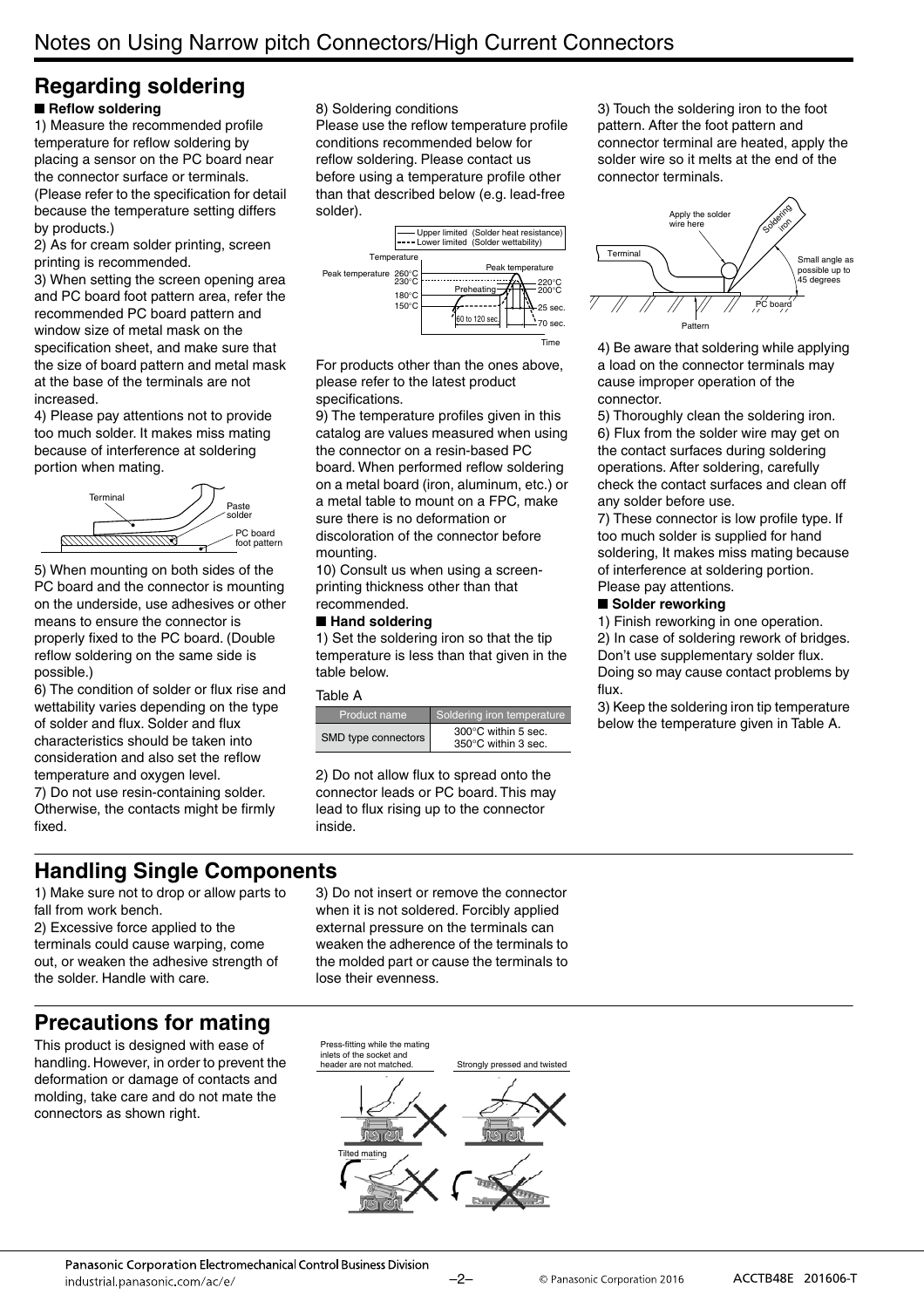# Notes on Using Narrow pitch Connectors/High Current Connectors

## Regarding soldering

**■ Reflow soldering**

1) Measure the recommended profile temperature for reflow soldering by placing a sensor on the PC board near the connector surface or terminals. (Please refer to the specification for detail because the temperature setting differs by products.)

2) As for cream solder printing, screen printing is recommended.

3) When setting the screen opening area and PC board foot pattern area, refer the recommended PC board pattern and window size of metal mask on the specification sheet, and make sure that the size of board pattern and metal mask at the base of the terminals are not increased.

4) Please pay attentions not to provide too much solder. It makes miss mating because of interference at soldering portion when mating.

Terminal
Paste solder
PC board foot pattern

5) When mounting on both sides of the PC board and the connector is mounting on the underside, use adhesives or other means to ensure the connector is properly fixed to the PC board. (Double reflow soldering on the same side is possible.)

6) The condition of solder or flux rise and wettability varies depending on the type of solder and flux. Solder and flux characteristics should be taken into consideration and also set the reflow temperature and oxygen level.

7) Do not use resin-containing solder. Otherwise, the contacts might be firmly fixed.

8) Soldering conditions

Please use the reflow temperature profile conditions recommended below for reflow soldering. Please contact us before using a temperature profile other than that described below (e.g. lead-free solder).

Upper limited (Solder heat resistance)
Lower limited (Solder wettability)
Temperature
Peak temperature 260°C 230°C
180°C 150°C
Peak temperature
Preheating
220°C 200°C
60 to 120 sec.
25 sec.
70 sec.
Time

For products other than the ones above, please refer to the latest product specifications.

9) The temperature profiles given in this catalog are values measured when using the connector on a resin-based PC board. When performed reflow soldering on a metal board (iron, aluminum, etc.) or a metal table to mount on a FPC, make sure there is no deformation or discoloration of the connector before mounting.

10) Consult us when using a screen-printing thickness other than that recommended.

**■ Hand soldering**

1) Set the soldering iron so that the tip temperature is less than that given in the table below.

Table A

| Product name | Soldering iron temperature |
|---|---|
| SMD type connectors | 300°C within 5 sec.<br>350°C within 3 sec. |

2) Do not allow flux to spread onto the connector leads or PC board. This may lead to flux rising up to the connector inside.

3) Touch the soldering iron to the foot pattern. After the foot pattern and connector terminal are heated, apply the solder wire so it melts at the end of the connector terminals.

Apply the solder wire here
Soldering iron
Terminal
Small angle as possible up to 45 degrees
PC board
Pattern

4) Be aware that soldering while applying a load on the connector terminals may cause improper operation of the connector.

5) Thoroughly clean the soldering iron.

6) Flux from the solder wire may get on the contact surfaces during soldering operations. After soldering, carefully check the contact surfaces and clean off any solder before use.

7) These connector is low profile type. If too much solder is supplied for hand soldering, It makes miss mating because of interference at soldering portion. Please pay attentions.

**■ Solder reworking**

1) Finish reworking in one operation.

2) In case of soldering rework of bridges. Don't use supplementary solder flux. Doing so may cause contact problems by flux.

3) Keep the soldering iron tip temperature below the temperature given in Table A.

## Handling Single Components

1) Make sure not to drop or allow parts to fall from work bench.

2) Excessive force applied to the terminals could cause warping, come out, or weaken the adhesive strength of the solder. Handle with care.

3) Do not insert or remove the connector when it is not soldered. Forcibly applied external pressure on the terminals can weaken the adherence of the terminals to the molded part or cause the terminals to lose their evenness.

## Precautions for mating

This product is designed with ease of handling. However, in order to prevent the deformation or damage of contacts and molding, take care and do not mate the connectors as shown right.

Press-fitting while the mating inlets of the socket and header are not matched.
Strongly pressed and twisted
Tilted mating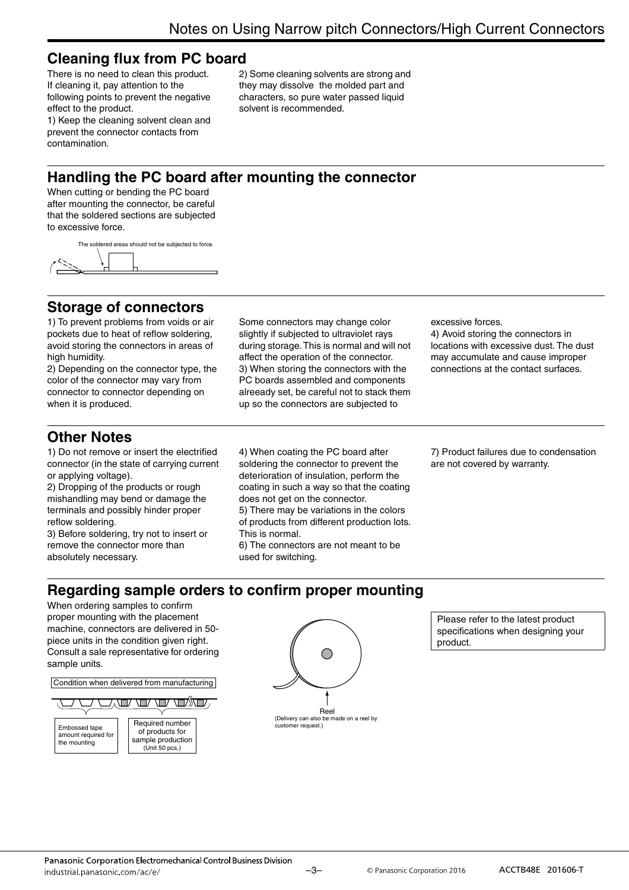## Cleaning flux from PC board

There is no need to clean this product. If cleaning it, pay attention to the following points to prevent the negative effect to the product.

1) Keep the cleaning solvent clean and prevent the connector contacts from contamination.

2) Some cleaning solvents are strong and they may dissolve the molded part and characters, so pure water passed liquid solvent is recommended.

## Handling the PC board after mounting the connector

When cutting or bending the PC board after mounting the connector, be careful that the soldered sections are subjected to excessive force.

The soldered areas should not be subjected to force.

## Storage of connectors

1) To prevent problems from voids or air pockets due to heat of reflow soldering, avoid storing the connectors in areas of high humidity.

2) Depending on the connector type, the color of the connector may vary from connector to connector depending on when it is produced.

Some connectors may change color slightly if subjected to ultraviolet rays during storage. This is normal and will not affect the operation of the connector.

3) When storing the connectors with the PC boards assembled and components alreeady set, be careful not to stack them up so the connectors are subjected to excessive forces.

4) Avoid storing the connectors in locations with excessive dust. The dust may accumulate and cause improper connections at the contact surfaces.

## Other Notes

1) Do not remove or insert the electrified connector (in the state of carrying current or applying voltage).

2) Dropping of the products or rough mishandling may bend or damage the terminals and possibly hinder proper reflow soldering.

3) Before soldering, try not to insert or remove the connector more than absolutely necessary.

4) When coating the PC board after soldering the connector to prevent the deterioration of insulation, perform the coating in such a way so that the coating does not get on the connector.

5) There may be variations in the colors of products from different production lots. This is normal.

6) The connectors are not meant to be used for switching.

7) Product failures due to condensation are not covered by warranty.

## Regarding sample orders to confirm proper mounting

When ordering samples to confirm proper mounting with the placement machine, connectors are delivered in 50-piece units in the condition given right. Consult a sale representative for ordering sample units.

Condition when delivered from manufacturing

Embossed tape amount required for the mounting

Required number of products for sample production (Unit 50 pcs.)

Reel

(Delivery can also be made on a reel by customer request.)

Please refer to the latest product specifications when designing your product.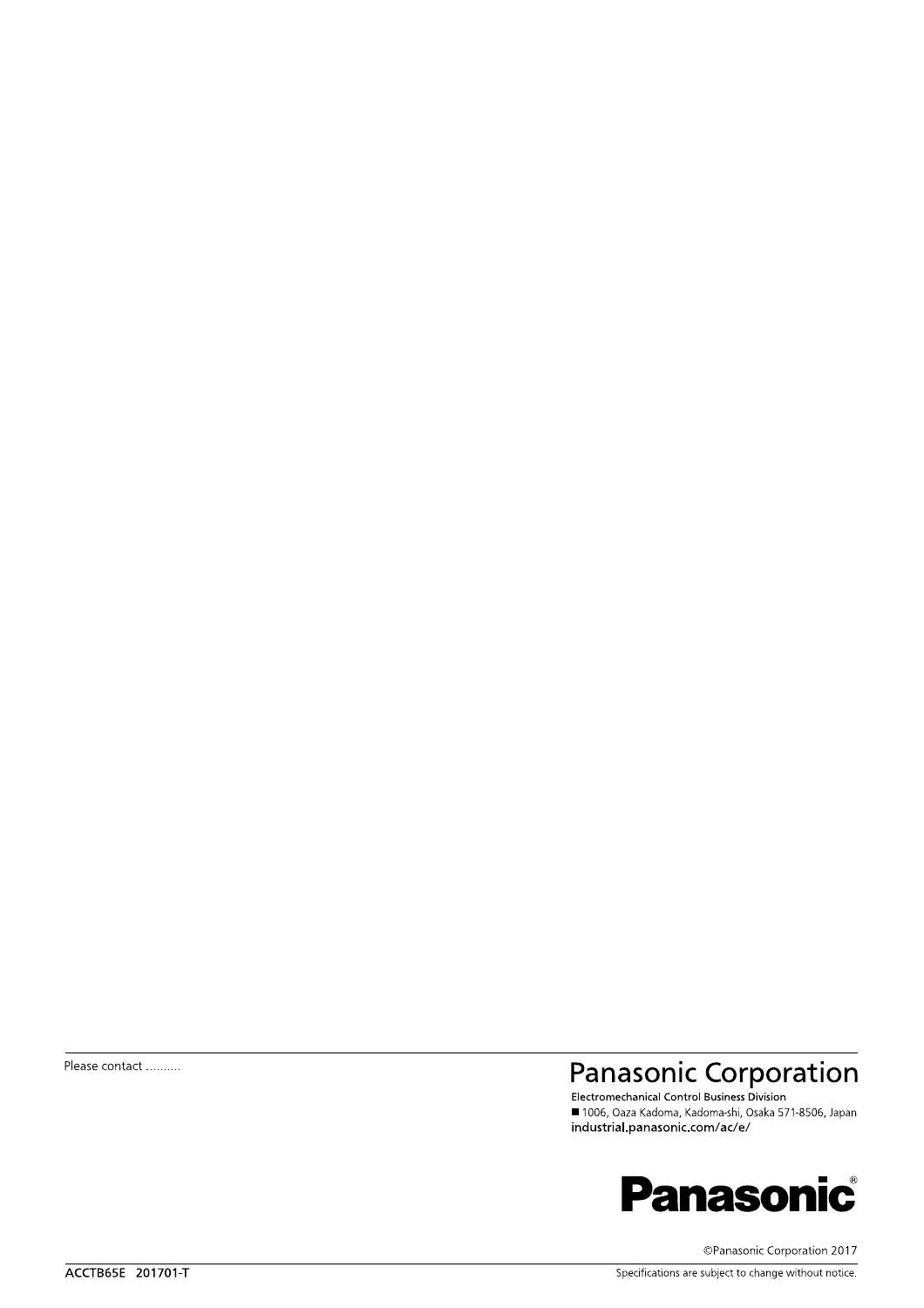Please contact ..........

**Panasonic Corporation**

Electromechanical Control Business Division

■ 1006, Oaza Kadoma, Kadoma-shi, Osaka 571-8506, Japan

industrial.panasonic.com/ac/e/

**Panasonic**®

©Panasonic Corporation 2017

ACCTB65E 201701-T

Specifications are subject to change without notice.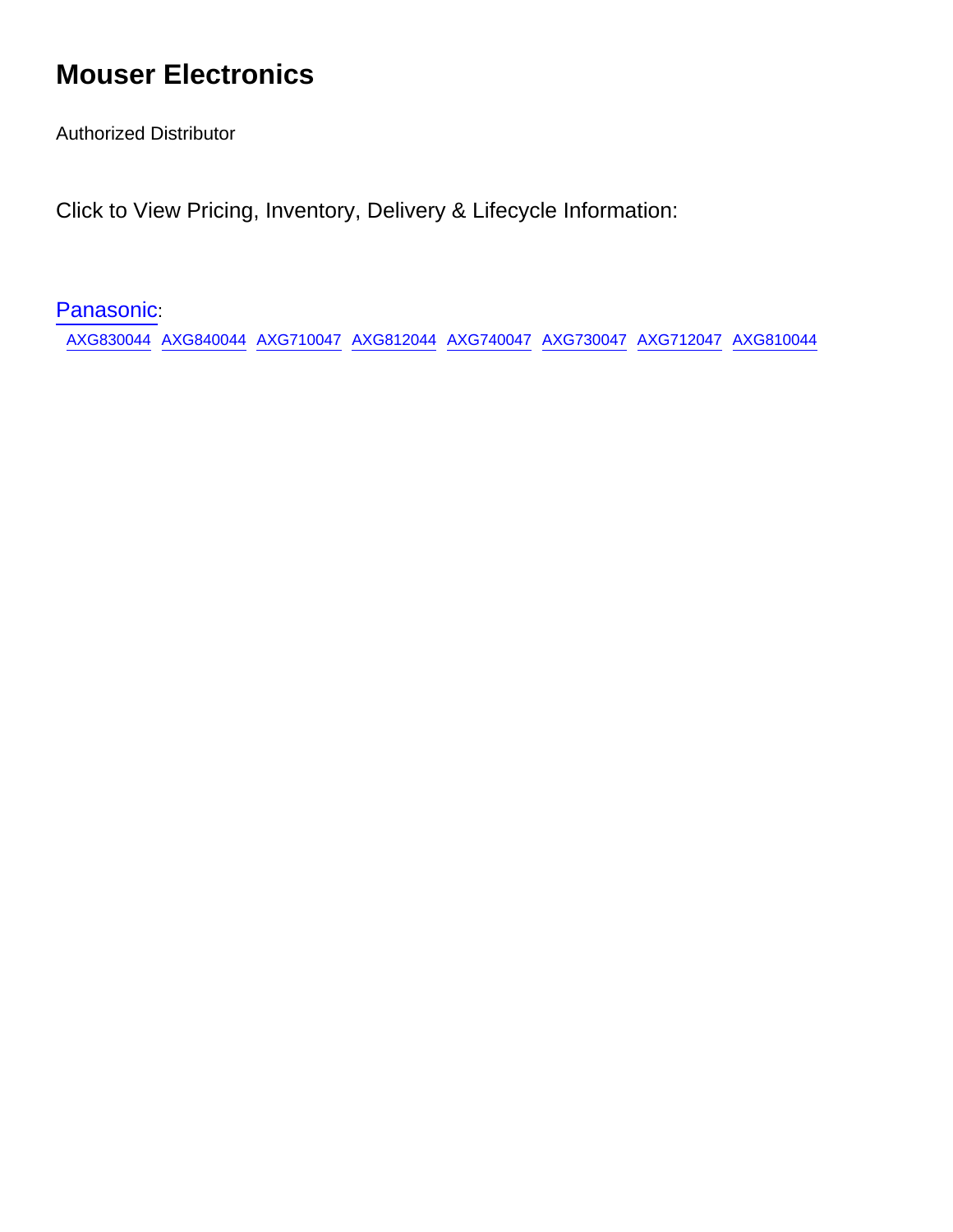# Mouser Electronics

Authorized Distributor

Click to View Pricing, Inventory, Delivery & Lifecycle Information:

Panasonic:

AXG830044 AXG840044 AXG710047 AXG812044 AXG740047 AXG730047 AXG712047 AXG810044